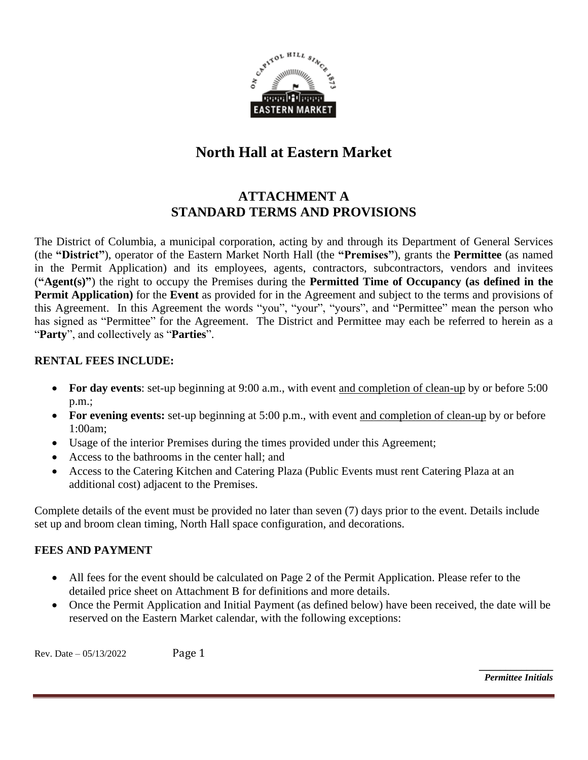# North Hall at Eastern Market

## ATTACHMENT A
## STANDARD TERMS AND PROVISIONS

The District of Columbia, a municipal corporation, acting by and through its Department of General Services (the **"District"**), operator of the Eastern Market North Hall (the **"Premises"**), grants the **Permittee** (as named in the Permit Application) and its employees, agents, contractors, subcontractors, vendors and invitees (**"Agent(s)"**) the right to occupy the Premises during the **Permitted Time of Occupancy (as defined in the Permit Application)** for the **Event** as provided for in the Agreement and subject to the terms and provisions of this Agreement. In this Agreement the words "you", "your", "yours", and "Permittee" mean the person who has signed as "Permittee" for the Agreement. The District and Permittee may each be referred to herein as a "**Party**", and collectively as "**Parties**".

**RENTAL FEES INCLUDE:**

- **For day events**: set-up beginning at 9:00 a.m., with event and completion of clean-up by or before 5:00 p.m.;
- **For evening events:** set-up beginning at 5:00 p.m., with event and completion of clean-up by or before 1:00am;
- Usage of the interior Premises during the times provided under this Agreement;
- Access to the bathrooms in the center hall; and
- Access to the Catering Kitchen and Catering Plaza (Public Events must rent Catering Plaza at an additional cost) adjacent to the Premises.

Complete details of the event must be provided no later than seven (7) days prior to the event. Details include set up and broom clean timing, North Hall space configuration, and decorations.

**FEES AND PAYMENT**

- All fees for the event should be calculated on Page 2 of the Permit Application. Please refer to the detailed price sheet on Attachment B for definitions and more details.
- Once the Permit Application and Initial Payment (as defined below) have been received, the date will be reserved on the Eastern Market calendar, with the following exceptions:

Rev. Date – 05/13/2022

***Permittee Initials***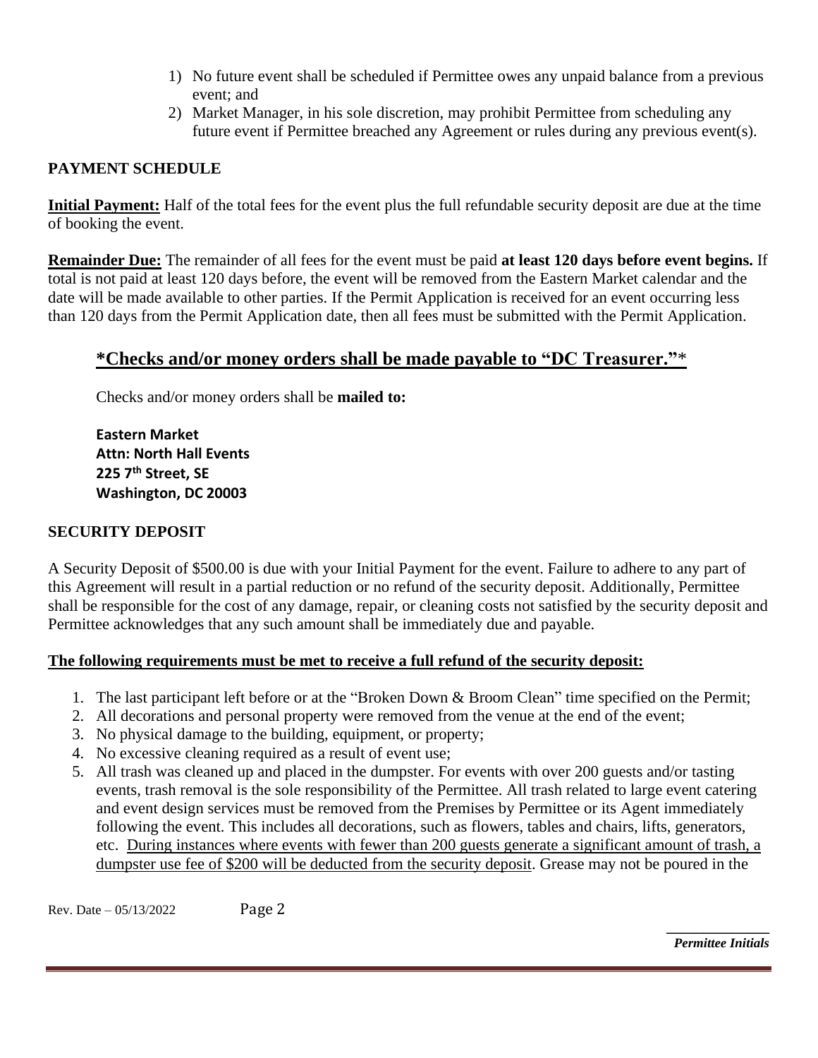1) No future event shall be scheduled if Permittee owes any unpaid balance from a previous event; and
2) Market Manager, in his sole discretion, may prohibit Permittee from scheduling any future event if Permittee breached any Agreement or rules during any previous event(s).

## PAYMENT SCHEDULE

**Initial Payment:** Half of the total fees for the event plus the full refundable security deposit are due at the time of booking the event.

**Remainder Due:** The remainder of all fees for the event must be paid **at least 120 days before event begins.** If total is not paid at least 120 days before, the event will be removed from the Eastern Market calendar and the date will be made available to other parties. If the Permit Application is received for an event occurring less than 120 days from the Permit Application date, then all fees must be submitted with the Permit Application.

### *Checks and/or money orders shall be made payable to "DC Treasurer."*

Checks and/or money orders shall be **mailed to:**

**Eastern Market**
**Attn: North Hall Events**
**225 7th Street, SE**
**Washington, DC 20003**

## SECURITY DEPOSIT

A Security Deposit of $500.00 is due with your Initial Payment for the event. Failure to adhere to any part of this Agreement will result in a partial reduction or no refund of the security deposit. Additionally, Permittee shall be responsible for the cost of any damage, repair, or cleaning costs not satisfied by the security deposit and Permittee acknowledges that any such amount shall be immediately due and payable.

**The following requirements must be met to receive a full refund of the security deposit:**

1. The last participant left before or at the "Broken Down & Broom Clean" time specified on the Permit;
2. All decorations and personal property were removed from the venue at the end of the event;
3. No physical damage to the building, equipment, or property;
4. No excessive cleaning required as a result of event use;
5. All trash was cleaned up and placed in the dumpster. For events with over 200 guests and/or tasting events, trash removal is the sole responsibility of the Permittee. All trash related to large event catering and event design services must be removed from the Premises by Permittee or its Agent immediately following the event. This includes all decorations, such as flowers, tables and chairs, lifts, generators, etc. During instances where events with fewer than 200 guests generate a significant amount of trash, a dumpster use fee of $200 will be deducted from the security deposit. Grease may not be poured in the

Rev. Date – 05/13/2022

*Permittee Initials*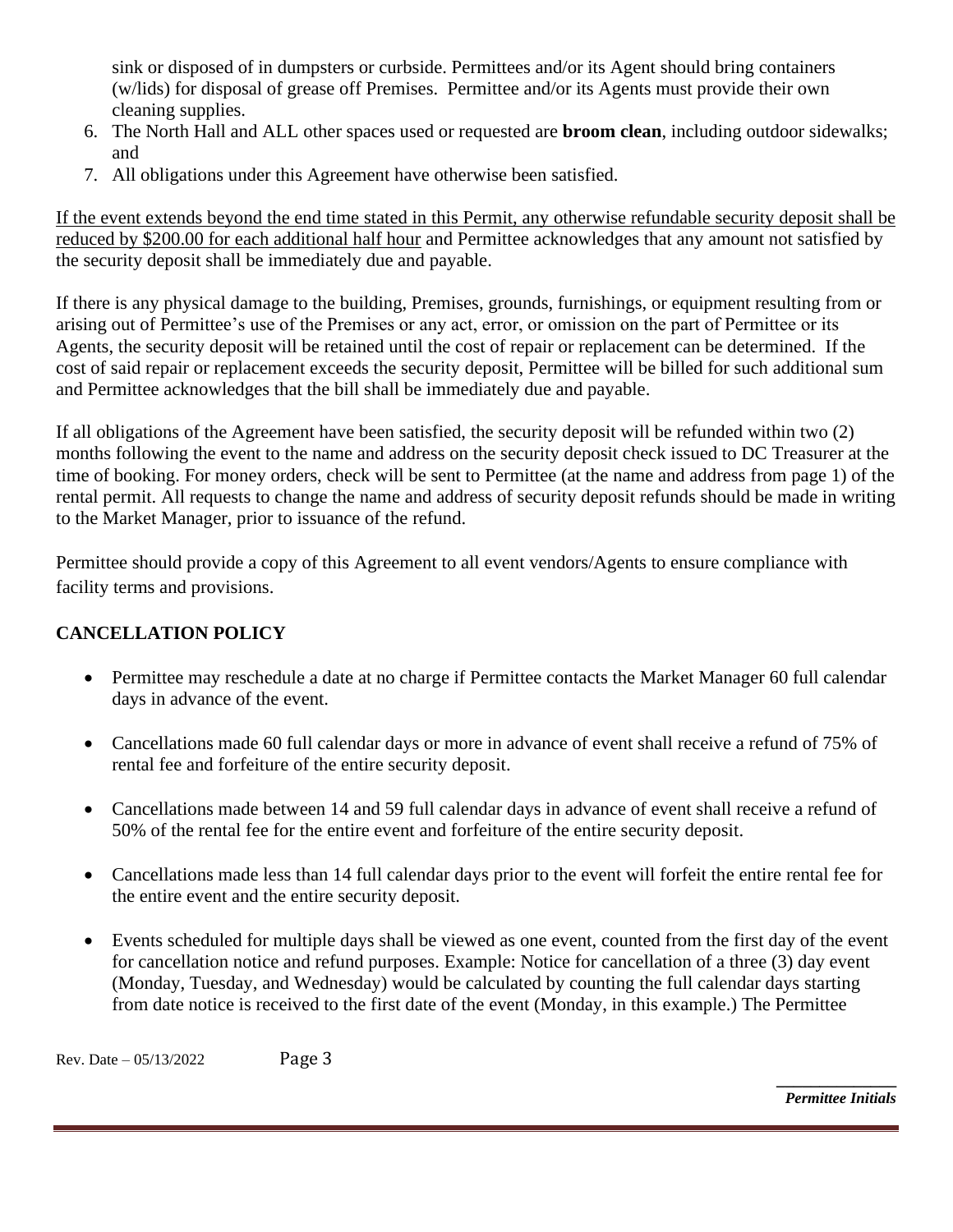sink or disposed of in dumpsters or curbside. Permittees and/or its Agent should bring containers (w/lids) for disposal of grease off Premises. Permittee and/or its Agents must provide their own cleaning supplies.

6. The North Hall and ALL other spaces used or requested are **broom clean**, including outdoor sidewalks; and
7. All obligations under this Agreement have otherwise been satisfied.

<u>If the event extends beyond the end time stated in this Permit, any otherwise refundable security deposit shall be reduced by $200.00 for each additional half hour</u> and Permittee acknowledges that any amount not satisfied by the security deposit shall be immediately due and payable.

If there is any physical damage to the building, Premises, grounds, furnishings, or equipment resulting from or arising out of Permittee's use of the Premises or any act, error, or omission on the part of Permittee or its Agents, the security deposit will be retained until the cost of repair or replacement can be determined. If the cost of said repair or replacement exceeds the security deposit, Permittee will be billed for such additional sum and Permittee acknowledges that the bill shall be immediately due and payable.

If all obligations of the Agreement have been satisfied, the security deposit will be refunded within two (2) months following the event to the name and address on the security deposit check issued to DC Treasurer at the time of booking. For money orders, check will be sent to Permittee (at the name and address from page 1) of the rental permit. All requests to change the name and address of security deposit refunds should be made in writing to the Market Manager, prior to issuance of the refund.

Permittee should provide a copy of this Agreement to all event vendors/Agents to ensure compliance with facility terms and provisions.

## CANCELLATION POLICY

- Permittee may reschedule a date at no charge if Permittee contacts the Market Manager 60 full calendar days in advance of the event.
- Cancellations made 60 full calendar days or more in advance of event shall receive a refund of 75% of rental fee and forfeiture of the entire security deposit.
- Cancellations made between 14 and 59 full calendar days in advance of event shall receive a refund of 50% of the rental fee for the entire event and forfeiture of the entire security deposit.
- Cancellations made less than 14 full calendar days prior to the event will forfeit the entire rental fee for the entire event and the entire security deposit.
- Events scheduled for multiple days shall be viewed as one event, counted from the first day of the event for cancellation notice and refund purposes. Example: Notice for cancellation of a three (3) day event (Monday, Tuesday, and Wednesday) would be calculated by counting the full calendar days starting from date notice is received to the first date of the event (Monday, in this example.) The Permittee

Rev. Date – 05/13/2022

______________
*Permittee Initials*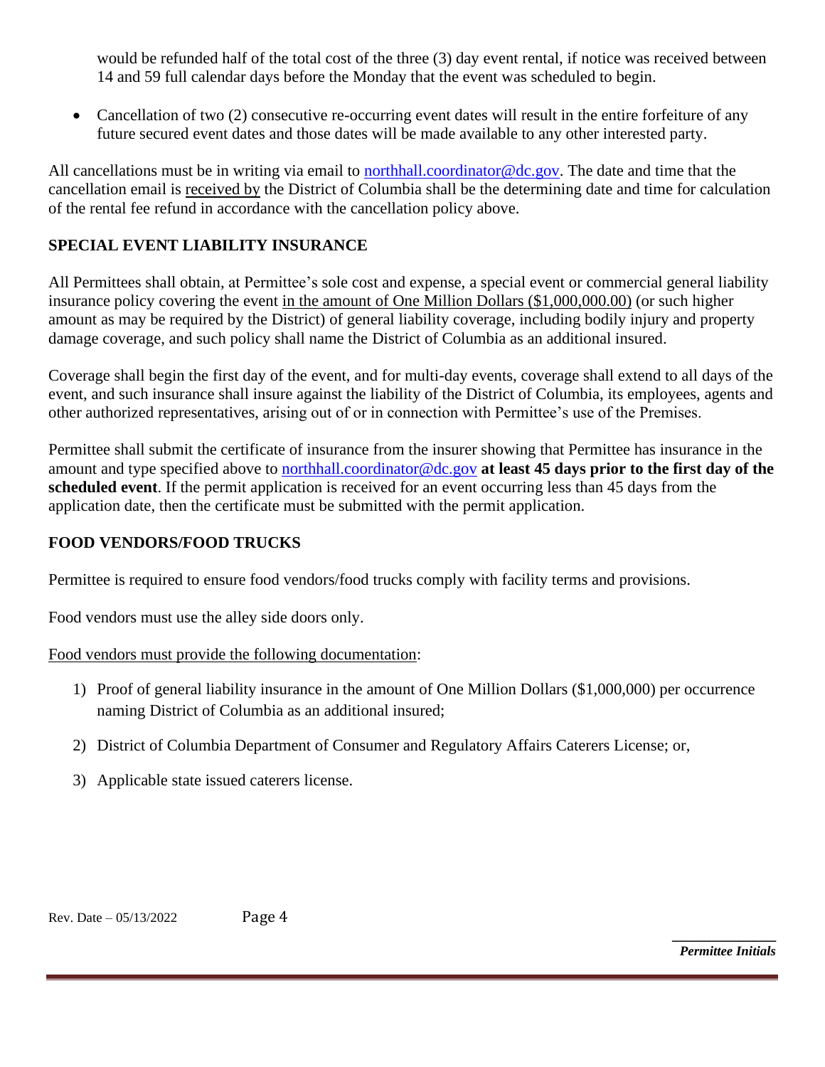would be refunded half of the total cost of the three (3) day event rental, if notice was received between 14 and 59 full calendar days before the Monday that the event was scheduled to begin.

- Cancellation of two (2) consecutive re-occurring event dates will result in the entire forfeiture of any future secured event dates and those dates will be made available to any other interested party.

All cancellations must be in writing via email to northhall.coordinator@dc.gov. The date and time that the cancellation email is received by the District of Columbia shall be the determining date and time for calculation of the rental fee refund in accordance with the cancellation policy above.

## SPECIAL EVENT LIABILITY INSURANCE

All Permittees shall obtain, at Permittee's sole cost and expense, a special event or commercial general liability insurance policy covering the event in the amount of One Million Dollars ($1,000,000.00) (or such higher amount as may be required by the District) of general liability coverage, including bodily injury and property damage coverage, and such policy shall name the District of Columbia as an additional insured.

Coverage shall begin the first day of the event, and for multi-day events, coverage shall extend to all days of the event, and such insurance shall insure against the liability of the District of Columbia, its employees, agents and other authorized representatives, arising out of or in connection with Permittee's use of the Premises.

Permittee shall submit the certificate of insurance from the insurer showing that Permittee has insurance in the amount and type specified above to northhall.coordinator@dc.gov **at least 45 days prior to the first day of the scheduled event**. If the permit application is received for an event occurring less than 45 days from the application date, then the certificate must be submitted with the permit application.

## FOOD VENDORS/FOOD TRUCKS

Permittee is required to ensure food vendors/food trucks comply with facility terms and provisions.

Food vendors must use the alley side doors only.

Food vendors must provide the following documentation:

1) Proof of general liability insurance in the amount of One Million Dollars ($1,000,000) per occurrence naming District of Columbia as an additional insured;

2) District of Columbia Department of Consumer and Regulatory Affairs Caterers License; or,

3) Applicable state issued caterers license.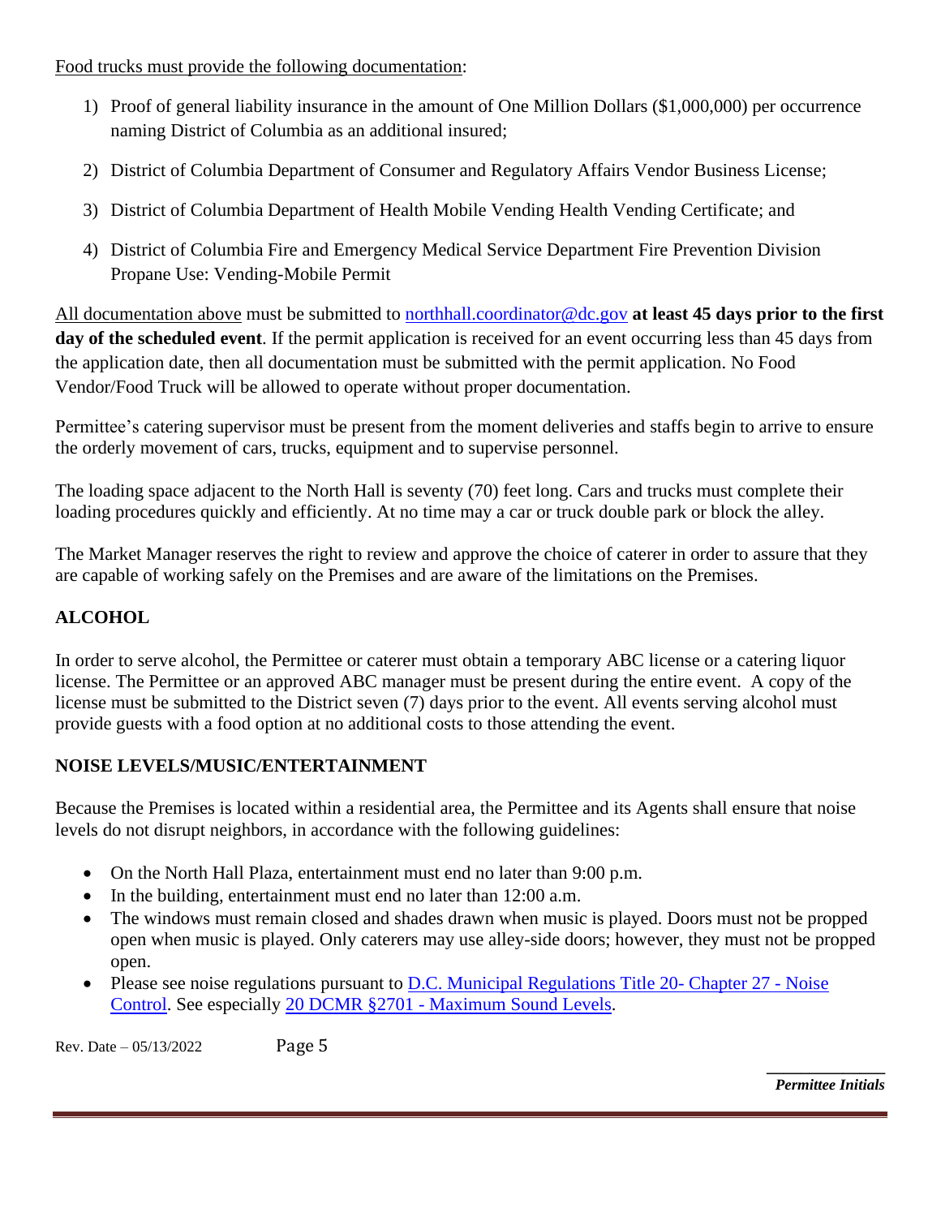Food trucks must provide the following documentation:

1) Proof of general liability insurance in the amount of One Million Dollars ($1,000,000) per occurrence naming District of Columbia as an additional insured;
2) District of Columbia Department of Consumer and Regulatory Affairs Vendor Business License;
3) District of Columbia Department of Health Mobile Vending Health Vending Certificate; and
4) District of Columbia Fire and Emergency Medical Service Department Fire Prevention Division Propane Use: Vending-Mobile Permit

All documentation above must be submitted to northhall.coordinator@dc.gov **at least 45 days prior to the first day of the scheduled event**. If the permit application is received for an event occurring less than 45 days from the application date, then all documentation must be submitted with the permit application. No Food Vendor/Food Truck will be allowed to operate without proper documentation.

Permittee's catering supervisor must be present from the moment deliveries and staffs begin to arrive to ensure the orderly movement of cars, trucks, equipment and to supervise personnel.

The loading space adjacent to the North Hall is seventy (70) feet long. Cars and trucks must complete their loading procedures quickly and efficiently. At no time may a car or truck double park or block the alley.

The Market Manager reserves the right to review and approve the choice of caterer in order to assure that they are capable of working safely on the Premises and are aware of the limitations on the Premises.

**ALCOHOL**

In order to serve alcohol, the Permittee or caterer must obtain a temporary ABC license or a catering liquor license. The Permittee or an approved ABC manager must be present during the entire event. A copy of the license must be submitted to the District seven (7) days prior to the event. All events serving alcohol must provide guests with a food option at no additional costs to those attending the event.

**NOISE LEVELS/MUSIC/ENTERTAINMENT**

Because the Premises is located within a residential area, the Permittee and its Agents shall ensure that noise levels do not disrupt neighbors, in accordance with the following guidelines:

- On the North Hall Plaza, entertainment must end no later than 9:00 p.m.
- In the building, entertainment must end no later than 12:00 a.m.
- The windows must remain closed and shades drawn when music is played. Doors must not be propped open when music is played. Only caterers may use alley-side doors; however, they must not be propped open.
- Please see noise regulations pursuant to D.C. Municipal Regulations Title 20- Chapter 27 - Noise Control. See especially 20 DCMR §2701 - Maximum Sound Levels.

Rev. Date – 05/13/2022

_____________ *Permittee Initials*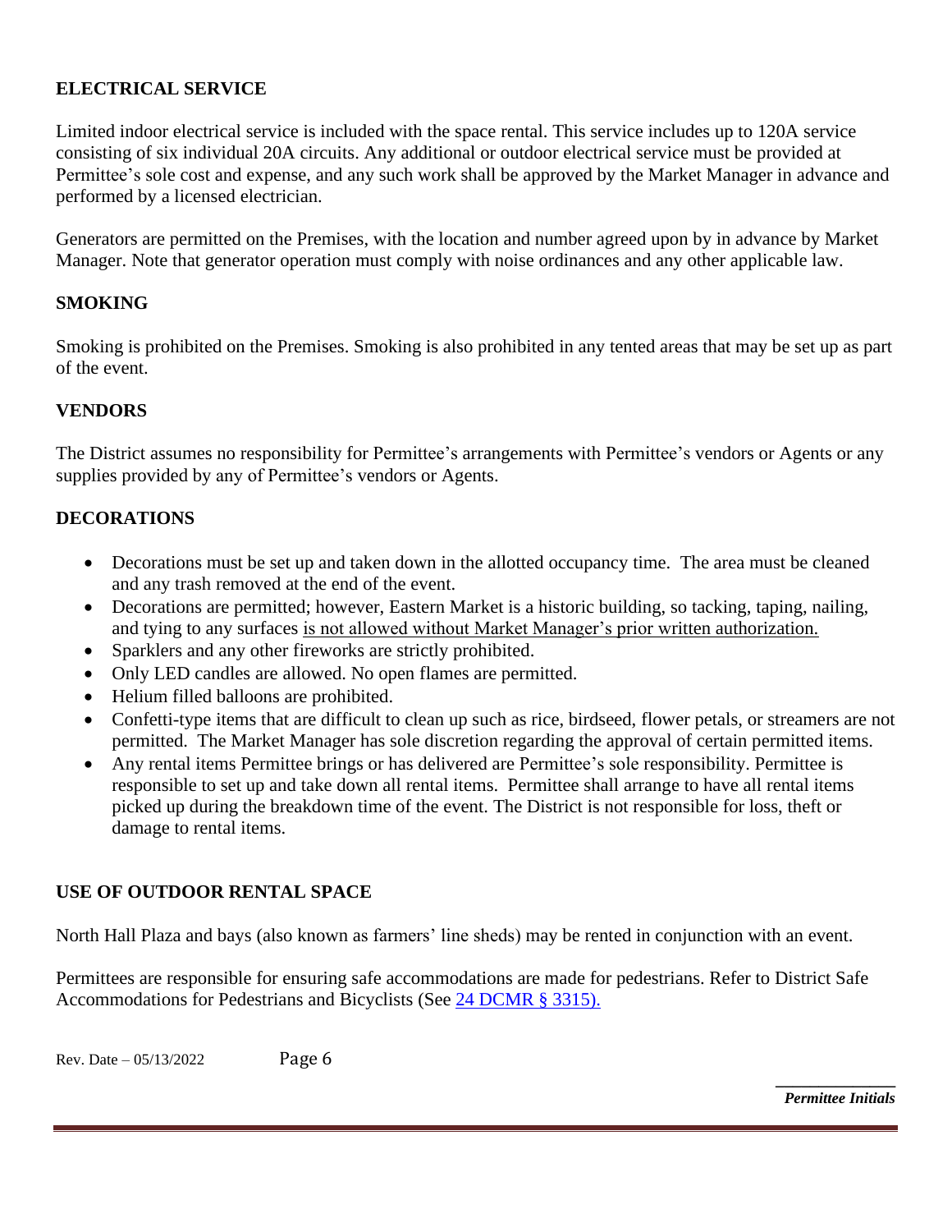## ELECTRICAL SERVICE

Limited indoor electrical service is included with the space rental. This service includes up to 120A service consisting of six individual 20A circuits. Any additional or outdoor electrical service must be provided at Permittee's sole cost and expense, and any such work shall be approved by the Market Manager in advance and performed by a licensed electrician.

Generators are permitted on the Premises, with the location and number agreed upon by in advance by Market Manager. Note that generator operation must comply with noise ordinances and any other applicable law.

## SMOKING

Smoking is prohibited on the Premises. Smoking is also prohibited in any tented areas that may be set up as part of the event.

## VENDORS

The District assumes no responsibility for Permittee's arrangements with Permittee's vendors or Agents or any supplies provided by any of Permittee's vendors or Agents.

## DECORATIONS

- Decorations must be set up and taken down in the allotted occupancy time. The area must be cleaned and any trash removed at the end of the event.
- Decorations are permitted; however, Eastern Market is a historic building, so tacking, taping, nailing, and tying to any surfaces is not allowed without Market Manager's prior written authorization.
- Sparklers and any other fireworks are strictly prohibited.
- Only LED candles are allowed. No open flames are permitted.
- Helium filled balloons are prohibited.
- Confetti-type items that are difficult to clean up such as rice, birdseed, flower petals, or streamers are not permitted. The Market Manager has sole discretion regarding the approval of certain permitted items.
- Any rental items Permittee brings or has delivered are Permittee's sole responsibility. Permittee is responsible to set up and take down all rental items. Permittee shall arrange to have all rental items picked up during the breakdown time of the event. The District is not responsible for loss, theft or damage to rental items.

## USE OF OUTDOOR RENTAL SPACE

North Hall Plaza and bays (also known as farmers' line sheds) may be rented in conjunction with an event.

Permittees are responsible for ensuring safe accommodations are made for pedestrians. Refer to District Safe Accommodations for Pedestrians and Bicyclists (See 24 DCMR § 3315).

Rev. Date – 05/13/2022

*Permittee Initials*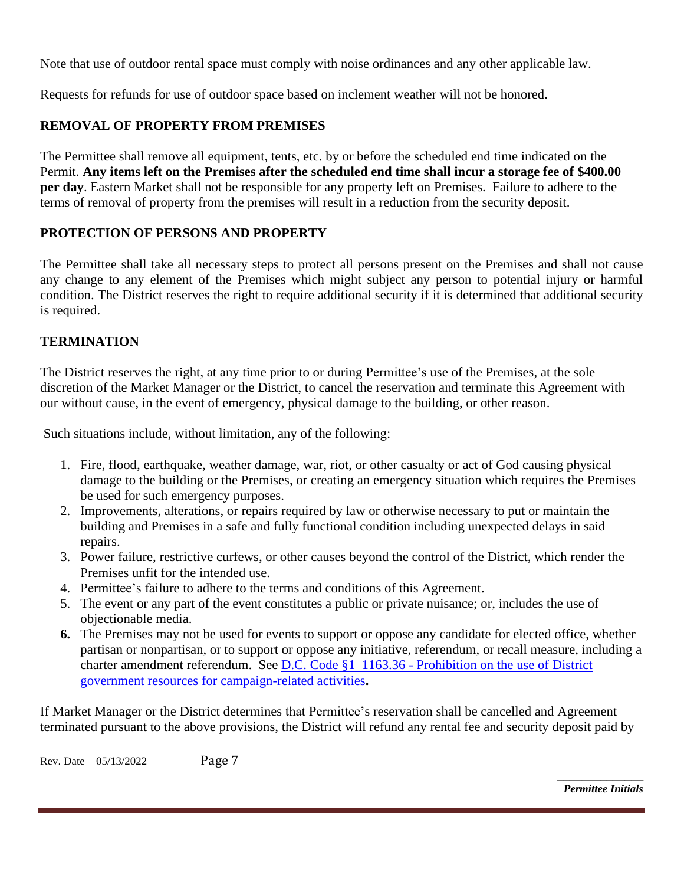Note that use of outdoor rental space must comply with noise ordinances and any other applicable law.

Requests for refunds for use of outdoor space based on inclement weather will not be honored.

## REMOVAL OF PROPERTY FROM PREMISES

The Permittee shall remove all equipment, tents, etc. by or before the scheduled end time indicated on the Permit. **Any items left on the Premises after the scheduled end time shall incur a storage fee of $400.00 per day**. Eastern Market shall not be responsible for any property left on Premises. Failure to adhere to the terms of removal of property from the premises will result in a reduction from the security deposit.

## PROTECTION OF PERSONS AND PROPERTY

The Permittee shall take all necessary steps to protect all persons present on the Premises and shall not cause any change to any element of the Premises which might subject any person to potential injury or harmful condition. The District reserves the right to require additional security if it is determined that additional security is required.

## TERMINATION

The District reserves the right, at any time prior to or during Permittee's use of the Premises, at the sole discretion of the Market Manager or the District, to cancel the reservation and terminate this Agreement with our without cause, in the event of emergency, physical damage to the building, or other reason.

Such situations include, without limitation, any of the following:

1. Fire, flood, earthquake, weather damage, war, riot, or other casualty or act of God causing physical damage to the building or the Premises, or creating an emergency situation which requires the Premises be used for such emergency purposes.
2. Improvements, alterations, or repairs required by law or otherwise necessary to put or maintain the building and Premises in a safe and fully functional condition including unexpected delays in said repairs.
3. Power failure, restrictive curfews, or other causes beyond the control of the District, which render the Premises unfit for the intended use.
4. Permittee's failure to adhere to the terms and conditions of this Agreement.
5. The event or any part of the event constitutes a public or private nuisance; or, includes the use of objectionable media.
6. The Premises may not be used for events to support or oppose any candidate for elected office, whether partisan or nonpartisan, or to support or oppose any initiative, referendum, or recall measure, including a charter amendment referendum. See [D.C. Code §1–1163.36 - Prohibition on the use of District government resources for campaign-related activities](). 

If Market Manager or the District determines that Permittee's reservation shall be cancelled and Agreement terminated pursuant to the above provisions, the District will refund any rental fee and security deposit paid by

Rev. Date – 05/13/2022

_______________
*Permittee Initials*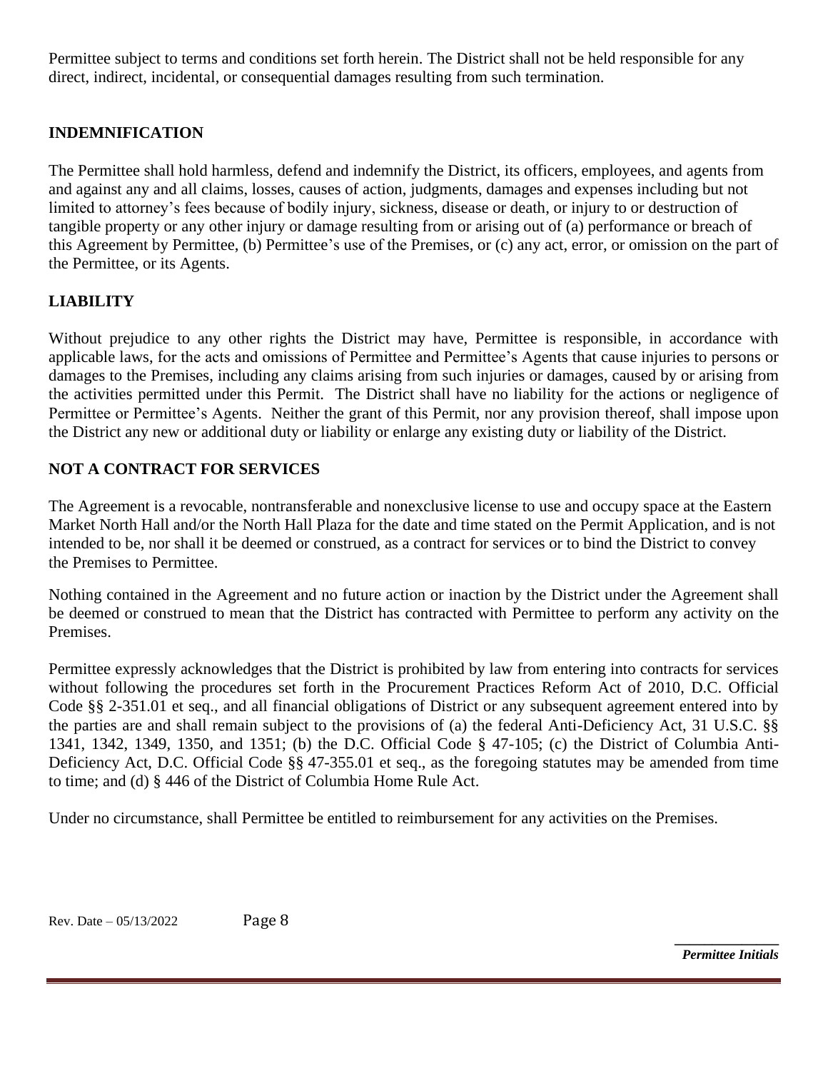Permittee subject to terms and conditions set forth herein. The District shall not be held responsible for any direct, indirect, incidental, or consequential damages resulting from such termination.

## INDEMNIFICATION

The Permittee shall hold harmless, defend and indemnify the District, its officers, employees, and agents from and against any and all claims, losses, causes of action, judgments, damages and expenses including but not limited to attorney's fees because of bodily injury, sickness, disease or death, or injury to or destruction of tangible property or any other injury or damage resulting from or arising out of (a) performance or breach of this Agreement by Permittee, (b) Permittee's use of the Premises, or (c) any act, error, or omission on the part of the Permittee, or its Agents.

## LIABILITY

Without prejudice to any other rights the District may have, Permittee is responsible, in accordance with applicable laws, for the acts and omissions of Permittee and Permittee's Agents that cause injuries to persons or damages to the Premises, including any claims arising from such injuries or damages, caused by or arising from the activities permitted under this Permit. The District shall have no liability for the actions or negligence of Permittee or Permittee's Agents. Neither the grant of this Permit, nor any provision thereof, shall impose upon the District any new or additional duty or liability or enlarge any existing duty or liability of the District.

## NOT A CONTRACT FOR SERVICES

The Agreement is a revocable, nontransferable and nonexclusive license to use and occupy space at the Eastern Market North Hall and/or the North Hall Plaza for the date and time stated on the Permit Application, and is not intended to be, nor shall it be deemed or construed, as a contract for services or to bind the District to convey the Premises to Permittee.

Nothing contained in the Agreement and no future action or inaction by the District under the Agreement shall be deemed or construed to mean that the District has contracted with Permittee to perform any activity on the Premises.

Permittee expressly acknowledges that the District is prohibited by law from entering into contracts for services without following the procedures set forth in the Procurement Practices Reform Act of 2010, D.C. Official Code §§ 2-351.01 et seq., and all financial obligations of District or any subsequent agreement entered into by the parties are and shall remain subject to the provisions of (a) the federal Anti-Deficiency Act, 31 U.S.C. §§ 1341, 1342, 1349, 1350, and 1351; (b) the D.C. Official Code § 47-105; (c) the District of Columbia Anti-Deficiency Act, D.C. Official Code §§ 47-355.01 et seq., as the foregoing statutes may be amended from time to time; and (d) § 446 of the District of Columbia Home Rule Act.

Under no circumstance, shall Permittee be entitled to reimbursement for any activities on the Premises.

Rev. Date – 05/13/2022

_______________
*Permittee Initials*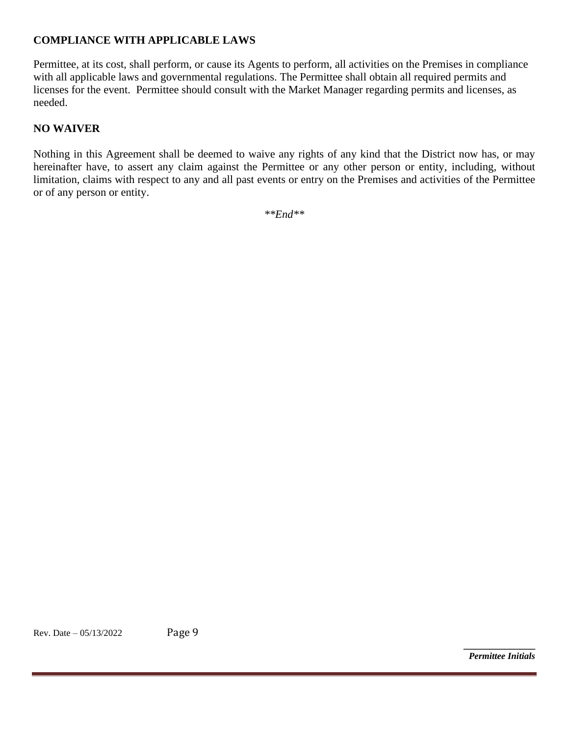## COMPLIANCE WITH APPLICABLE LAWS

Permittee, at its cost, shall perform, or cause its Agents to perform, all activities on the Premises in compliance with all applicable laws and governmental regulations. The Permittee shall obtain all required permits and licenses for the event. Permittee should consult with the Market Manager regarding permits and licenses, as needed.

## NO WAIVER

Nothing in this Agreement shall be deemed to waive any rights of any kind that the District now has, or may hereinafter have, to assert any claim against the Permittee or any other person or entity, including, without limitation, claims with respect to any and all past events or entry on the Premises and activities of the Permittee or of any person or entity.

**\*\*End\*\***

_______________
***Permittee Initials***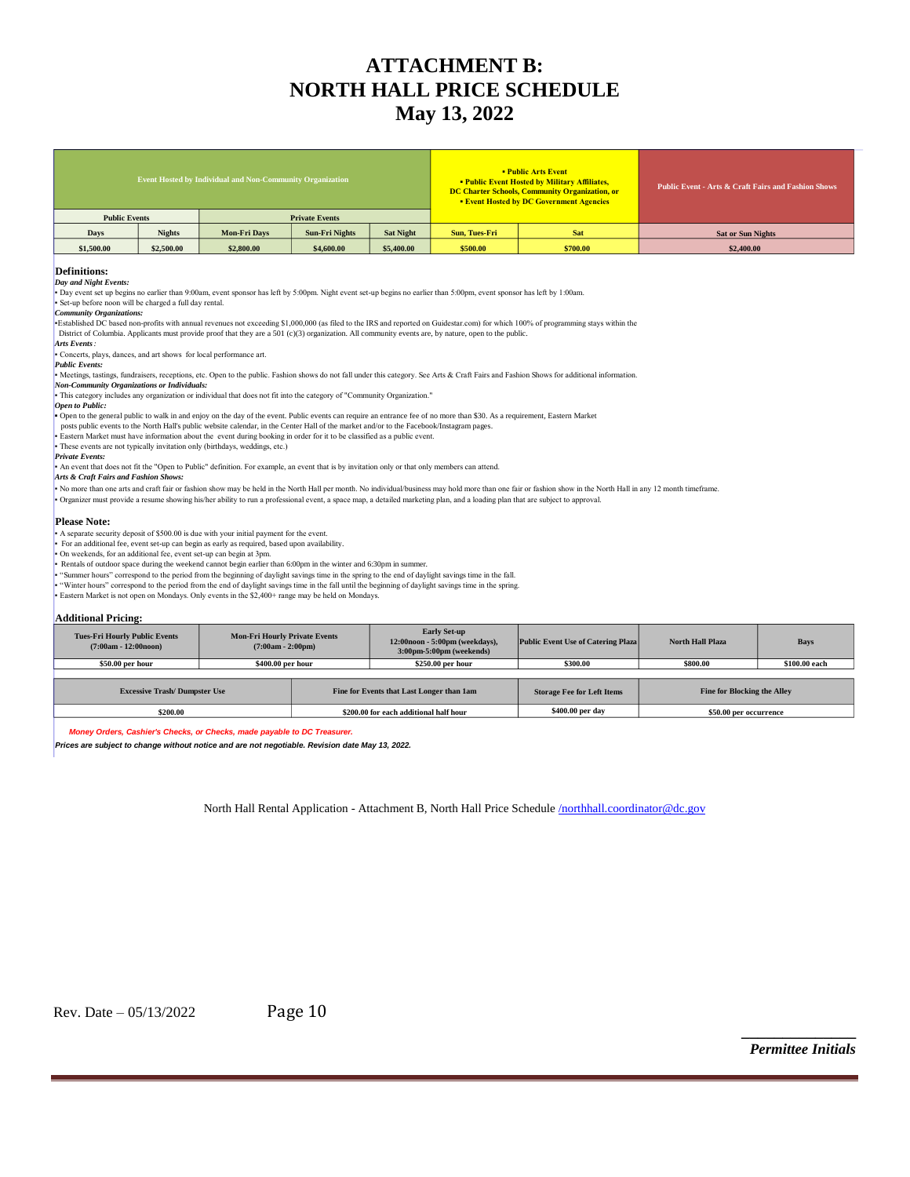# ATTACHMENT B:
# NORTH HALL PRICE SCHEDULE
# May 13, 2022

| Event Hosted by Individual and Non-Community Organization | | | | | ▪ Public Arts Event ▪ Public Event Hosted by Military Affiliates, DC Charter Schools, Community Organization, or ▪ Event Hosted by DC Government Agencies | | Public Event - Arts & Craft Fairs and Fashion Shows |
|---|---|---|---|---|---|---|---|
| Public Events | | Private Events | | | | | |
| Days | Nights | Mon-Fri Days | Sun-Fri Nights | Sat Night | Sun, Tues-Fri | Sat | Sat or Sun Nights |
| $1,500.00 | $2,500.00 | $2,800.00 | $4,600.00 | $5,400.00 | $500.00 | $700.00 | $2,400.00 |

## Definitions:

***Day and Night Events:***

- Day event set up begins no earlier than 9:00am, event sponsor has left by 5:00pm. Night event set-up begins no earlier than 5:00pm, event sponsor has left by 1:00am.
- Set-up before noon will be charged a full day rental.

***Community Organizations:***

- Established DC based non-profits with annual revenues not exceeding $1,000,000 (as filed to the IRS and reported on Guidestar.com) for which 100% of programming stays within the District of Columbia. Applicants must provide proof that they are a 501 (c)(3) organization. All community events are, by nature, open to the public.

***Arts Events*** *:*

- Concerts, plays, dances, and art shows for local performance art.

***Public Events:***

- Meetings, tastings, fundraisers, receptions, etc. Open to the public. Fashion shows do not fall under this category. See Arts & Craft Fairs and Fashion Shows for additional information.

***Non-Community Organizations or Individuals:***

- This category includes any organization or individual that does not fit into the category of "Community Organization."

***Open to Public:***

- Open to the general public to walk in and enjoy on the day of the event. Public events can require an entrance fee of no more than $30. As a requirement, Eastern Market posts public events to the North Hall's public website calendar, in the Center Hall of the market and/or to the Facebook/Instagram pages.
- Eastern Market must have information about the event during booking in order for it to be classified as a public event.
- These events are not typically invitation only (birthdays, weddings, etc.)

***Private Events:***

- An event that does not fit the "Open to Public" definition. For example, an event that is by invitation only or that only members can attend.

***Arts & Craft Fairs and Fashion Shows:***

- No more than one arts and craft fair or fashion show may be held in the North Hall per month. No individual/business may hold more than one fair or fashion show in the North Hall in any 12 month timeframe.
- Organizer must provide a resume showing his/her ability to run a professional event, a space map, a detailed marketing plan, and a loading plan that are subject to approval.

## Please Note:

- A separate security deposit of $500.00 is due with your initial payment for the event.
- For an additional fee, event set-up can begin as early as required, based upon availability.
- On weekends, for an additional fee, event set-up can begin at 3pm.
- Rentals of outdoor space during the weekend cannot begin earlier than 6:00pm in the winter and 6:30pm in summer.
- "Summer hours" correspond to the period from the beginning of daylight savings time in the spring to the end of daylight savings time in the fall.
- "Winter hours" correspond to the period from the end of daylight savings time in the fall until the beginning of daylight savings time in the spring.
- Eastern Market is not open on Mondays. Only events in the $2,400+ range may be held on Mondays.

## Additional Pricing:

| Tues-Fri Hourly Public Events (7:00am - 12:00noon) | Mon-Fri Hourly Private Events (7:00am - 2:00pm) | Early Set-up 12:00noon - 5:00pm (weekdays), 3:00pm-5:00pm (weekends) | Public Event Use of Catering Plaza | North Hall Plaza | Bays |
|---|---|---|---|---|---|
| $50.00 per hour | $400.00 per hour | $250.00 per hour | $300.00 | $800.00 | $100.00 each |

| Excessive Trash/ Dumpster Use | Fine for Events that Last Longer than 1am | Storage Fee for Left Items | Fine for Blocking the Alley |
|---|---|---|---|
| $200.00 | $200.00 for each additional half hour | $400.00 per day | $50.00 per occurrence |

***Money Orders, Cashier's Checks, or Checks, made payable to DC Treasurer.***

***Prices are subject to change without notice and are not negotiable. Revision date May 13, 2022.***

North Hall Rental Application - Attachment B, North Hall Price Schedule /northhall.coordinator@dc.gov

Rev. Date – 05/13/2022

*Permittee Initials*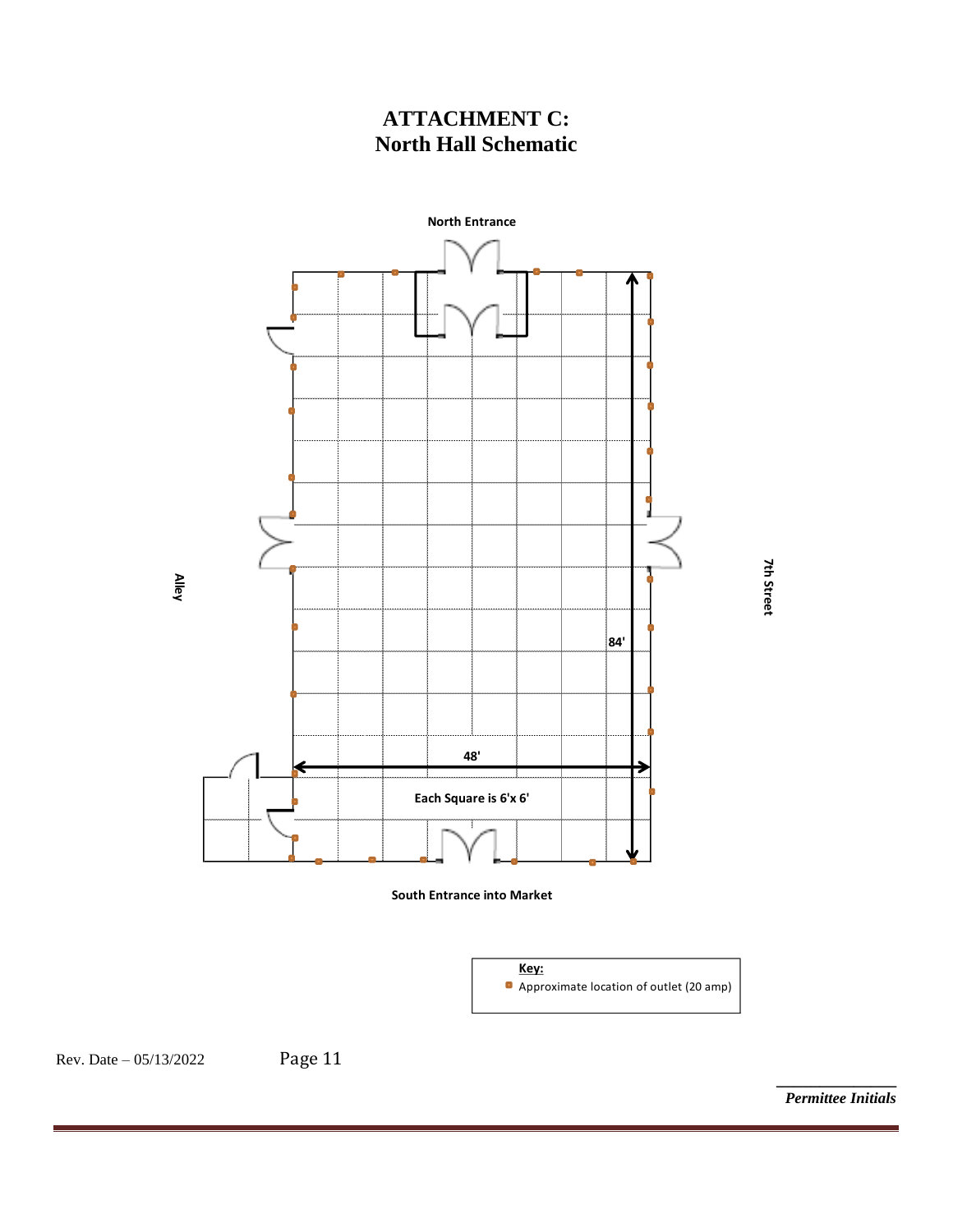# ATTACHMENT C:
# North Hall Schematic

North Entrance

Alley

7th Street

84'

48'

Each Square is 6'x 6'

South Entrance into Market

**Key:**

Approximate location of outlet (20 amp)

Rev. Date – 05/13/2022

*Permittee Initials*